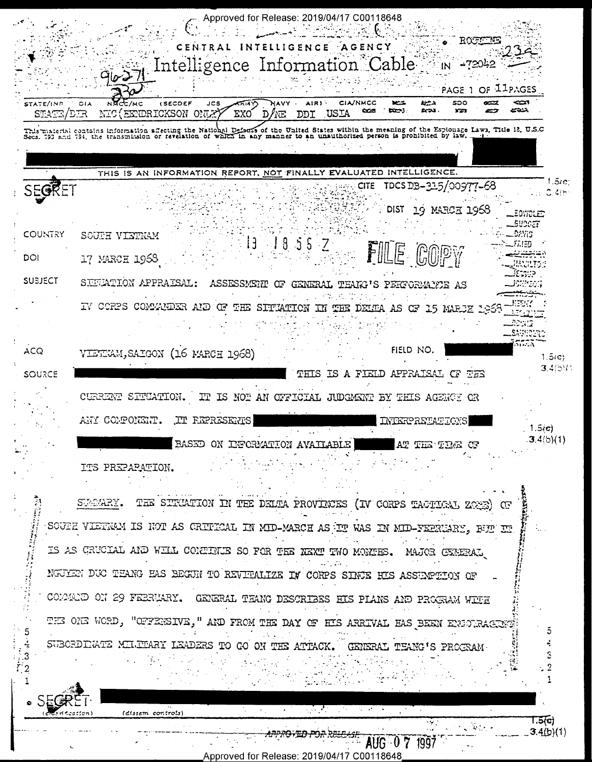Approved for Release: 2019/04/17 C00118648

CENTRAL INTELLIGENCE AGENCY

# Intelligence Information Cable

ROUTINE

IN -72042

PAGE 1 OF 11 PAGES

STATE/INR DIA NMCC/MC (SECDEF JCS ARMY NAVY AIR) CIA/NMCC SDO
STATE/DIR NIC(HENDRICKSON ONLY) EXO D/NE DDI USIA

This material contains information affecting the National Defense of the United States within the meaning of the Espionage Laws, Title 18, U.S.C. Secs. 793 and 794, the transmission or revelation of which in any manner to an unauthorized person is prohibited by law.

THIS IS AN INFORMATION REPORT, NOT FINALLY EVALUATED INTELLIGENCE.

SECRET

CITE TDCS DB-315/00977-68

DIST 19 MARCH 1968

COUNTRY SOUTH VIETNAM

DOI 17 MARCH 1968

SUBJECT SITUATION APPRAISAL: ASSESSMENT OF GENERAL THANG'S PERFORMANCE AS IV CORPS COMMANDER AND OF THE SITUATION IN THE DELTA AS OF 15 MARCH 1968

ACQ VIETNAM, SAIGON (16 MARCH 1968)

FIELD NO. [redacted]

SOURCE [redacted] THIS IS A FIELD APPRAISAL OF THE CURRENT SITUATION. IT IS NOT AN OFFICIAL JUDGMENT BY THIS AGENCY OR ANY COMPONENT. IT REPRESENTS [redacted] INTERPRETATIONS [redacted] BASED ON INFORMATION AVAILABLE [redacted] AT THE TIME OF ITS PREPARATION.

SUMMARY. THE SITUATION IN THE DELTA PROVINCES (IV CORPS TACTICAL ZONE) OF SOUTH VIETNAM IS NOT AS CRITICAL IN MID-MARCH AS IT WAS IN MID-FEBRUARY, BUT IT IS AS CRUCIAL AND WILL CONTINUE SO FOR THE NEXT TWO MONTHS. MAJOR GENERAL NGUYEN DUC THANG HAS BEGUN TO REVITALIZE IV CORPS SINCE HIS ASSUMPTION OF COMMAND ON 29 FEBRUARY. GENERAL THANG DESCRIBES HIS PLANS AND PROGRAM WITH THE ONE WORD, "OFFENSIVE," AND FROM THE DAY OF HIS ARRIVAL HAS BEEN ENCOURAGING SUBORDINATE MILITARY LEADERS TO GO ON THE ATTACK. GENERAL THANG'S PROGRAM

SECRET

APPROVED FOR RELEASE AUG 07 1997

Approved for Release: 2019/04/17 C00118648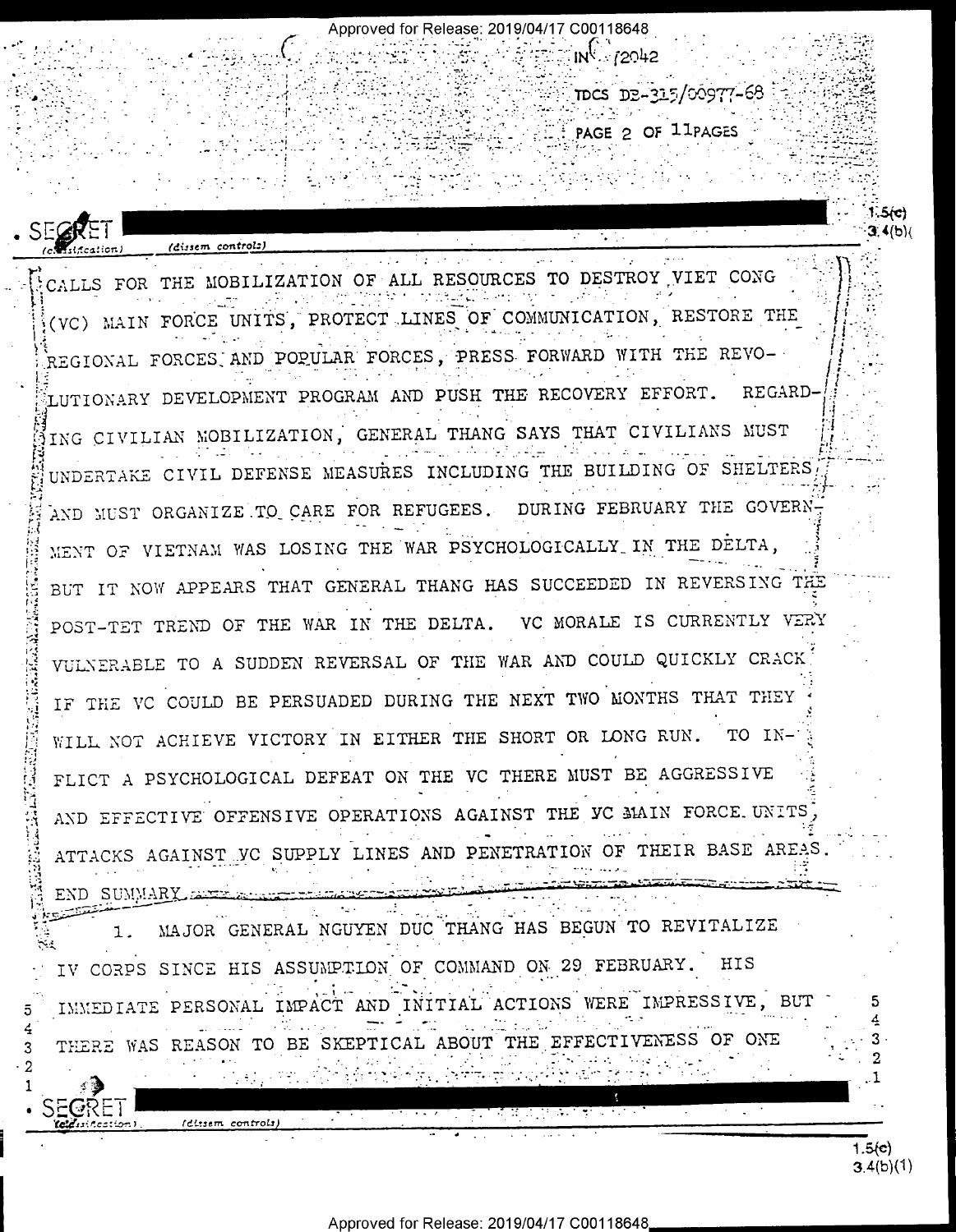CALLS FOR THE MOBILIZATION OF ALL RESOURCES TO DESTROY VIET CONG (VC) MAIN FORCE UNITS, PROTECT LINES OF COMMUNICATION, RESTORE THE REGIONAL FORCES AND POPULAR FORCES, PRESS FORWARD WITH THE REVOLUTIONARY DEVELOPMENT PROGRAM AND PUSH THE RECOVERY EFFORT. REGARDING CIVILIAN MOBILIZATION, GENERAL THANG SAYS THAT CIVILIANS MUST UNDERTAKE CIVIL DEFENSE MEASURES INCLUDING THE BUILDING OF SHELTERS AND MUST ORGANIZE TO CARE FOR REFUGEES. DURING FEBRUARY THE GOVERNMENT OF VIETNAM WAS LOSING THE WAR PSYCHOLOGICALLY IN THE DELTA, BUT IT NOW APPEARS THAT GENERAL THANG HAS SUCCEEDED IN REVERSING THE POST-TET TREND OF THE WAR IN THE DELTA. VC MORALE IS CURRENTLY VERY VULNERABLE TO A SUDDEN REVERSAL OF THE WAR AND COULD QUICKLY CRACK IF THE VC COULD BE PERSUADED DURING THE NEXT TWO MONTHS THAT THEY WILL NOT ACHIEVE VICTORY IN EITHER THE SHORT OR LONG RUN. TO INFLICT A PSYCHOLOGICAL DEFEAT ON THE VC THERE MUST BE AGGRESSIVE AND EFFECTIVE OFFENSIVE OPERATIONS AGAINST THE VC MAIN FORCE UNITS, ATTACKS AGAINST VC SUPPLY LINES AND PENETRATION OF THEIR BASE AREAS. END SUMMARY

1. MAJOR GENERAL NGUYEN DUC THANG HAS BEGUN TO REVITALIZE IV CORPS SINCE HIS ASSUMPTION OF COMMAND ON 29 FEBRUARY. HIS IMMEDIATE PERSONAL IMPACT AND INITIAL ACTIONS WERE IMPRESSIVE, BUT THERE WAS REASON TO BE SKEPTICAL ABOUT THE EFFECTIVENESS OF ONE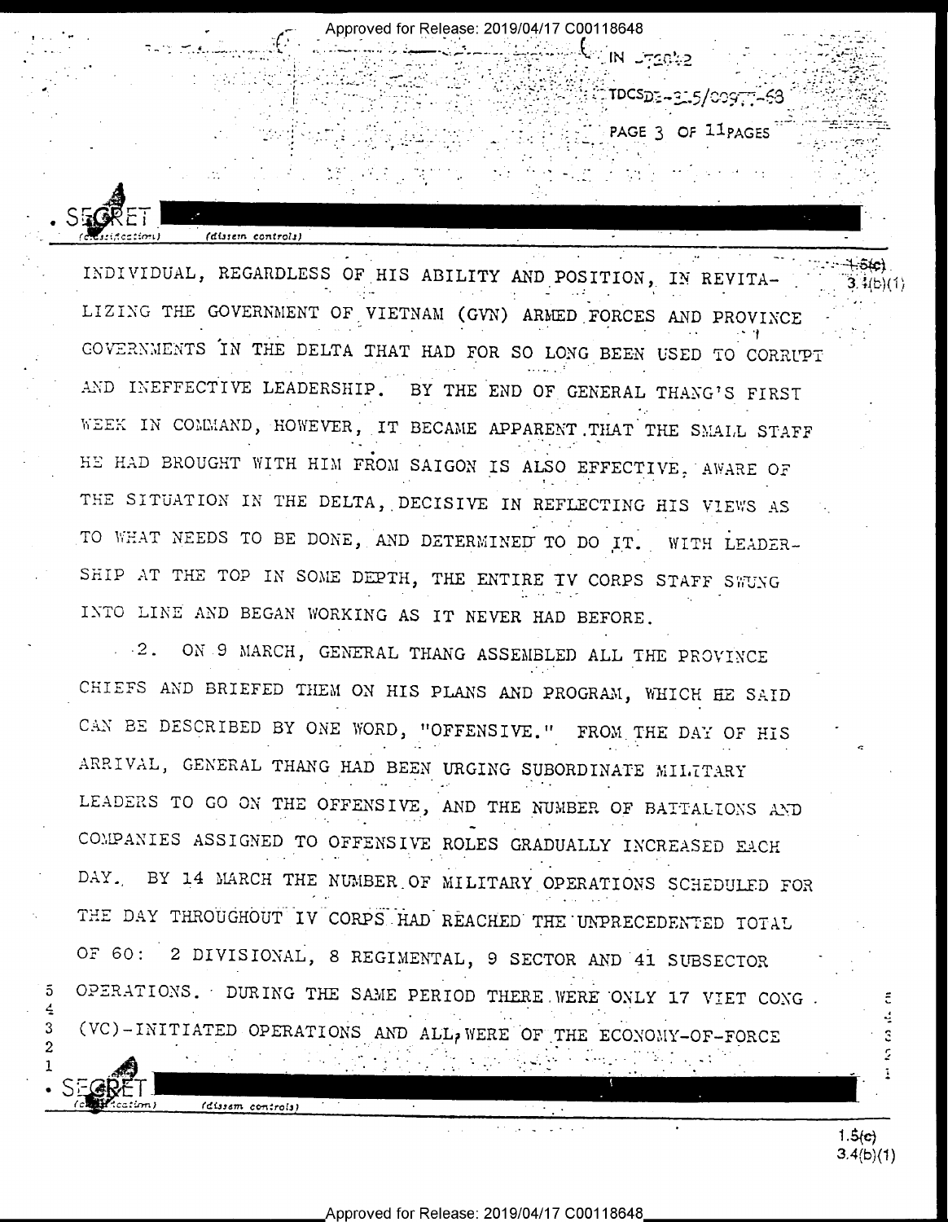INDIVIDUAL, REGARDLESS OF HIS ABILITY AND POSITION, IN REVITALIZING THE GOVERNMENT OF VIETNAM (GVN) ARMED FORCES AND PROVINCE GOVERNMENTS IN THE DELTA THAT HAD FOR SO LONG BEEN USED TO CORRUPT AND INEFFECTIVE LEADERSHIP. BY THE END OF GENERAL THANG'S FIRST WEEK IN COMMAND, HOWEVER, IT BECAME APPARENT THAT THE SMALL STAFF HE HAD BROUGHT WITH HIM FROM SAIGON IS ALSO EFFECTIVE, AWARE OF THE SITUATION IN THE DELTA, DECISIVE IN REFLECTING HIS VIEWS AS TO WHAT NEEDS TO BE DONE, AND DETERMINED TO DO IT. WITH LEADERSHIP AT THE TOP IN SOME DEPTH, THE ENTIRE IV CORPS STAFF SWUNG INTO LINE AND BEGAN WORKING AS IT NEVER HAD BEFORE.

2. ON 9 MARCH, GENERAL THANG ASSEMBLED ALL THE PROVINCE CHIEFS AND BRIEFED THEM ON HIS PLANS AND PROGRAM, WHICH HE SAID CAN BE DESCRIBED BY ONE WORD, "OFFENSIVE." FROM THE DAY OF HIS ARRIVAL, GENERAL THANG HAD BEEN URGING SUBORDINATE MILITARY LEADERS TO GO ON THE OFFENSIVE, AND THE NUMBER OF BATTALIONS AND COMPANIES ASSIGNED TO OFFENSIVE ROLES GRADUALLY INCREASED EACH DAY. BY 14 MARCH THE NUMBER OF MILITARY OPERATIONS SCHEDULED FOR THE DAY THROUGHOUT IV CORPS HAD REACHED THE UNPRECEDENTED TOTAL OF 60: 2 DIVISIONAL, 8 REGIMENTAL, 9 SECTOR AND 41 SUBSECTOR OPERATIONS. DURING THE SAME PERIOD THERE WERE ONLY 17 VIET CONG (VC)-INITIATED OPERATIONS AND ALL WERE OF THE ECONOMY-OF-FORCE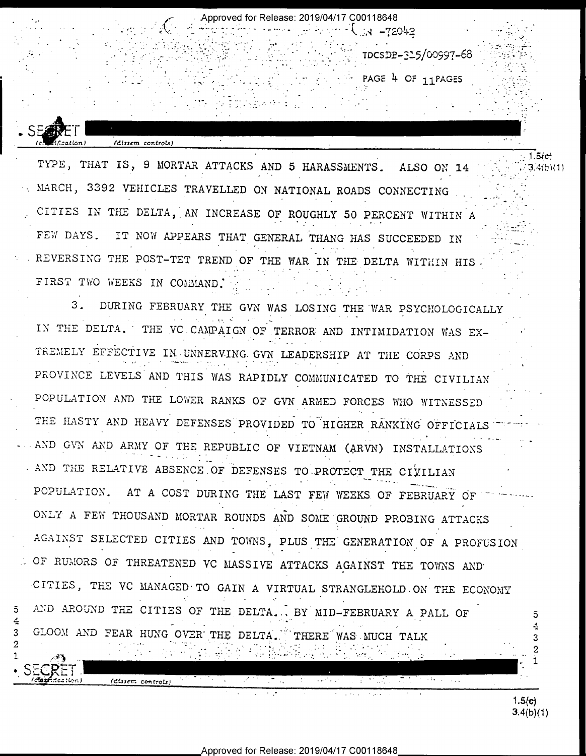TYPE, THAT IS, 9 MORTAR ATTACKS AND 5 HARASSMENTS. ALSO ON 14 MARCH, 3392 VEHICLES TRAVELLED ON NATIONAL ROADS CONNECTING CITIES IN THE DELTA, AN INCREASE OF ROUGHLY 50 PERCENT WITHIN A FEW DAYS. IT NOW APPEARS THAT GENERAL THANG HAS SUCCEEDED IN REVERSING THE POST-TET TREND OF THE WAR IN THE DELTA WITHIN HIS FIRST TWO WEEKS IN COMMAND.

3. DURING FEBRUARY THE GVN WAS LOSING THE WAR PSYCHOLOGICALLY IN THE DELTA. THE VC CAMPAIGN OF TERROR AND INTIMIDATION WAS EXTREMELY EFFECTIVE IN UNNERVING GVN LEADERSHIP AT THE CORPS AND PROVINCE LEVELS AND THIS WAS RAPIDLY COMMUNICATED TO THE CIVILIAN POPULATION AND THE LOWER RANKS OF GVN ARMED FORCES WHO WITNESSED THE HASTY AND HEAVY DEFENSES PROVIDED TO HIGHER RANKING OFFICIALS AND GVN AND ARMY OF THE REPUBLIC OF VIETNAM (ARVN) INSTALLATIONS AND THE RELATIVE ABSENCE OF DEFENSES TO PROTECT THE CIVILIAN POPULATION. AT A COST DURING THE LAST FEW WEEKS OF FEBRUARY OF ONLY A FEW THOUSAND MORTAR ROUNDS AND SOME GROUND PROBING ATTACKS AGAINST SELECTED CITIES AND TOWNS, PLUS THE GENERATION OF A PROFUSION OF RUMORS OF THREATENED VC MASSIVE ATTACKS AGAINST THE TOWNS AND CITIES, THE VC MANAGED TO GAIN A VIRTUAL STRANGLEHOLD ON THE ECONOMY AND AROUND THE CITIES OF THE DELTA. BY MID-FEBRUARY A PALL OF GLOOM AND FEAR HUNG OVER THE DELTA. THERE WAS MUCH TALK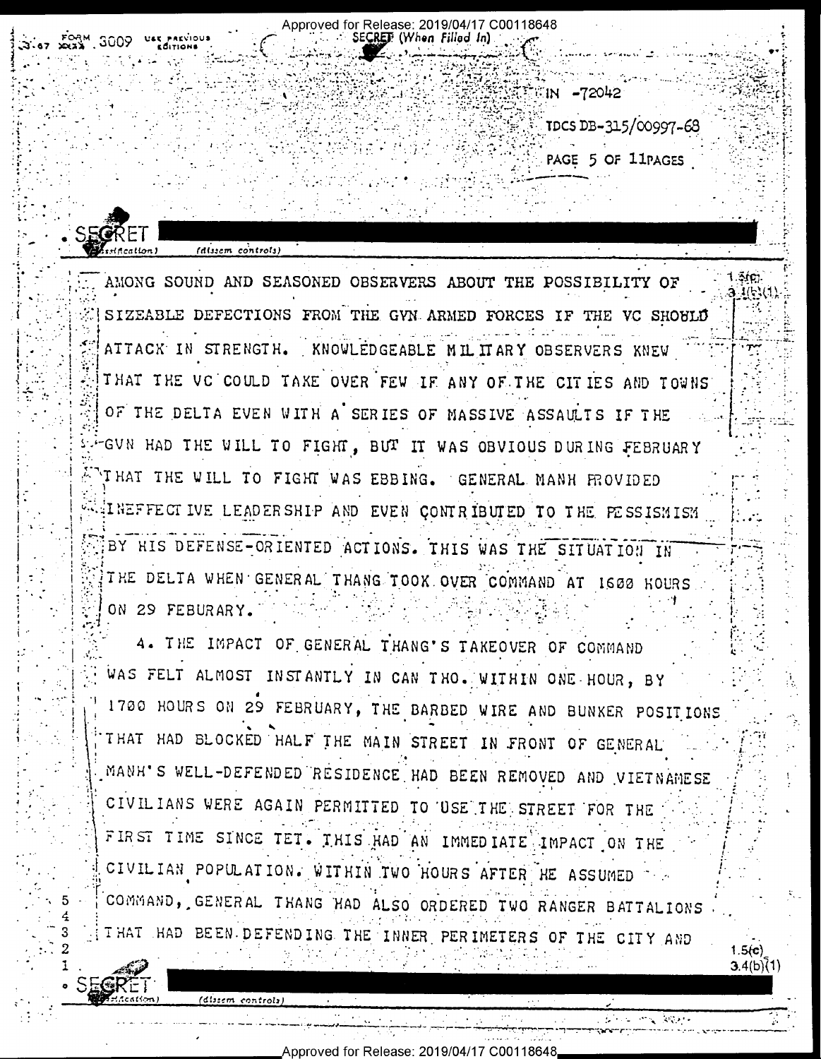AMONG SOUND AND SEASONED OBSERVERS ABOUT THE POSSIBILITY OF SIZEABLE DEFECTIONS FROM THE GVN ARMED FORCES IF THE VC SHOULD ATTACK IN STRENGTH. KNOWLEDGEABLE MILITARY OBSERVERS KNEW THAT THE VC COULD TAKE OVER FEW IF ANY OF THE CITIES AND TOWNS OF THE DELTA EVEN WITH A SERIES OF MASSIVE ASSAULTS IF THE GVN HAD THE WILL TO FIGHT, BUT IT WAS OBVIOUS DURING FEBRUARY THAT THE WILL TO FIGHT WAS EBBING. GENERAL MANH PROVIDED INEFFECTIVE LEADERSHIP AND EVEN CONTRIBUTED TO THE PESSIMISM BY HIS DEFENSE-ORIENTED ACTIONS. THIS WAS THE SITUATION IN THE DELTA WHEN GENERAL THANG TOOK OVER COMMAND AT 1600 HOURS ON 29 FEBURARY.

4. THE IMPACT OF GENERAL THANG'S TAKEOVER OF COMMAND WAS FELT ALMOST INSTANTLY IN CAN THO. WITHIN ONE HOUR, BY 1700 HOURS ON 29 FEBRUARY, THE BARBED WIRE AND BUNKER POSITIONS THAT HAD BLOCKED HALF THE MAIN STREET IN FRONT OF GENERAL MANH'S WELL-DEFENDED RESIDENCE HAD BEEN REMOVED AND VIETNAMESE CIVILIANS WERE AGAIN PERMITTED TO USE THE STREET FOR THE FIRST TIME SINCE TET. THIS HAD AN IMMEDIATE IMPACT ON THE CIVILIAN POPULATION. WITHIN TWO HOURS AFTER HE ASSUMED COMMAND, GENERAL THANG HAD ALSO ORDERED TWO RANGER BATTALIONS THAT HAD BEEN DEFENDING THE INNER PERIMETERS OF THE CITY AND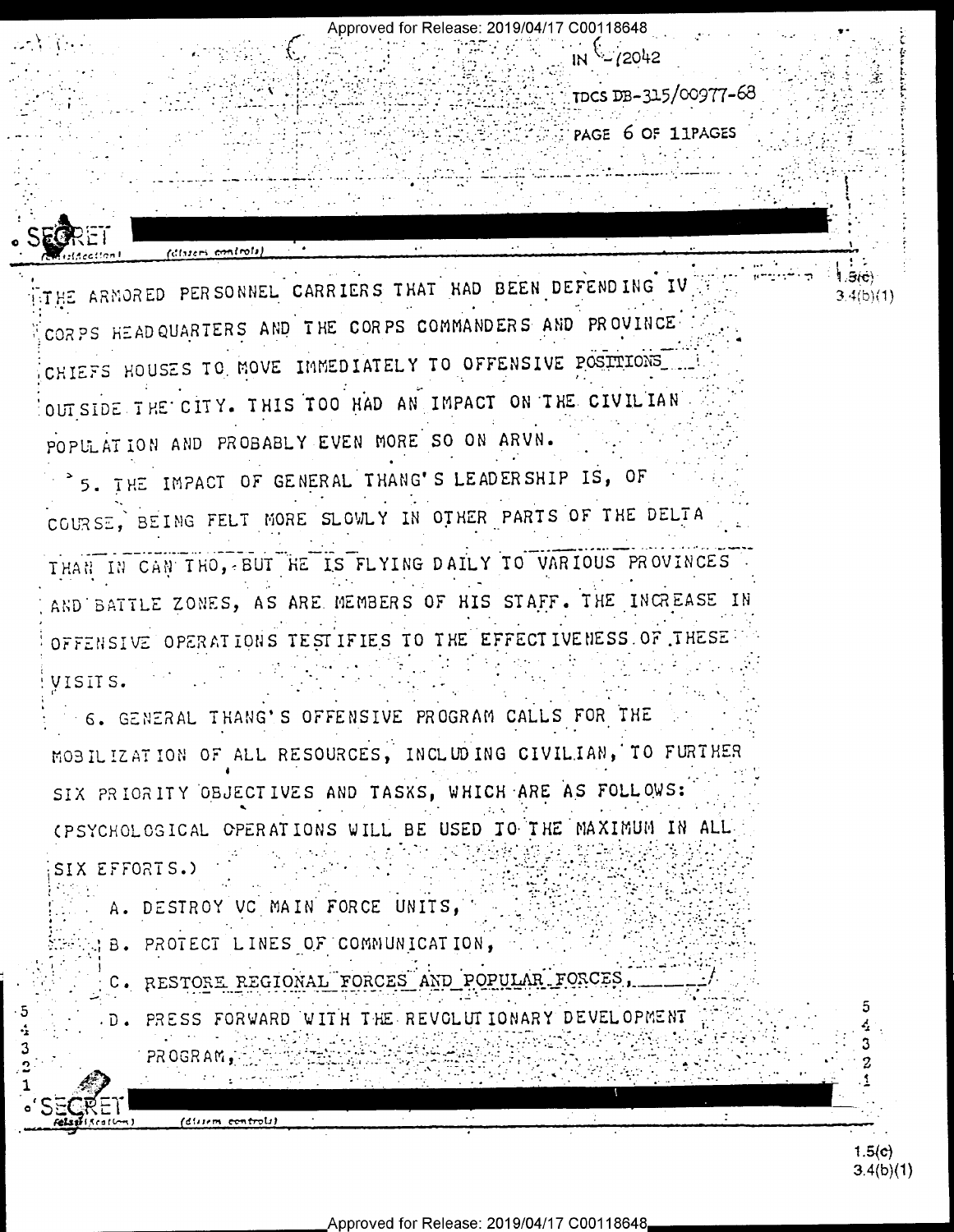THE ARMORED PERSONNEL CARRIERS THAT HAD BEEN DEFENDING IV CORPS HEADQUARTERS AND THE CORPS COMMANDERS AND PROVINCE CHIEFS HOUSES TO MOVE IMMEDIATELY TO OFFENSIVE POSITIONS OUTSIDE THE CITY. THIS TOO HAD AN IMPACT ON THE CIVILIAN POPULATION AND PROBABLY EVEN MORE SO ON ARVN.

5. THE IMPACT OF GENERAL THANG'S LEADERSHIP IS, OF COURSE, BEING FELT MORE SLOWLY IN OTHER PARTS OF THE DELTA THAN IN CAN THO, BUT HE IS FLYING DAILY TO VARIOUS PROVINCES AND BATTLE ZONES, AS ARE MEMBERS OF HIS STAFF. THE INCREASE IN OFFENSIVE OPERATIONS TESTIFIES TO THE EFFECTIVENESS OF THESE VISITS.

6. GENERAL THANG'S OFFENSIVE PROGRAM CALLS FOR THE MOBILIZATION OF ALL RESOURCES, INCLUDING CIVILIAN, TO FURTHER SIX PRIORITY OBJECTIVES AND TASKS, WHICH ARE AS FOLLOWS: (PSYCHOLOGICAL OPERATIONS WILL BE USED TO THE MAXIMUM IN ALL SIX EFFORTS.)

A. DESTROY VC MAIN FORCE UNITS,

B. PROTECT LINES OF COMMUNICATION,

C. RESTORE REGIONAL FORCES AND POPULAR FORCES,

D. PRESS FORWARD WITH THE REVOLUTIONARY DEVELOPMENT PROGRAM,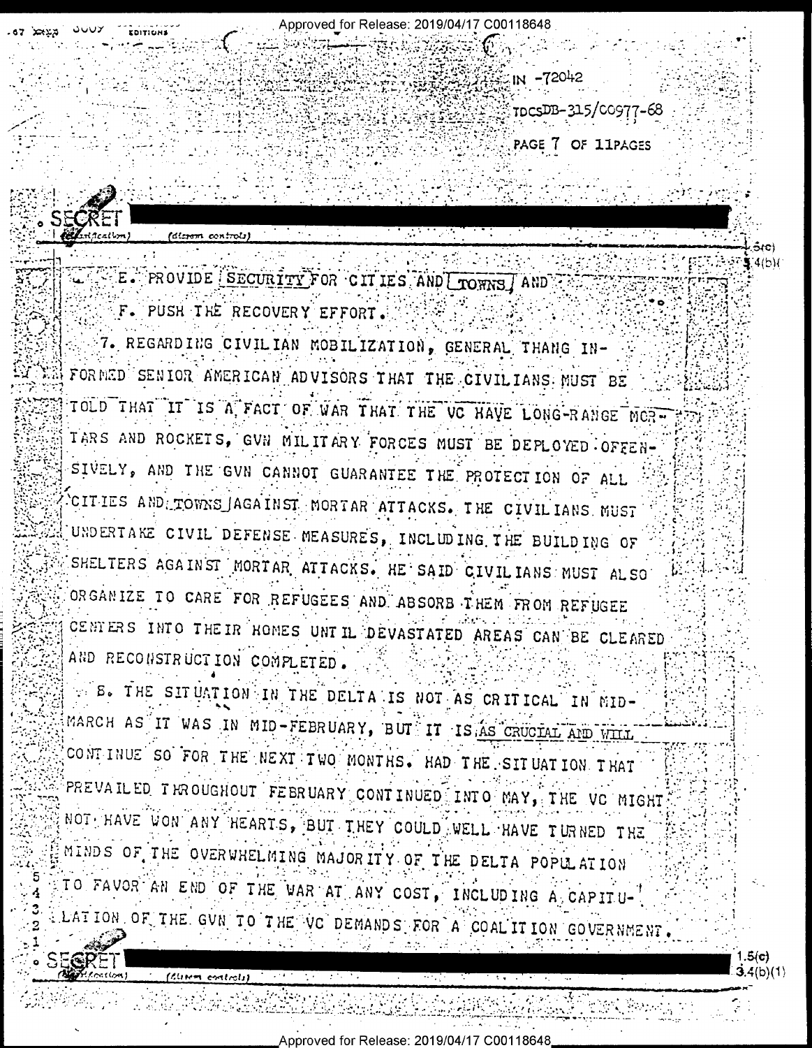E. PROVIDE SECURITY FOR CITIES AND TOWNS, AND

F. PUSH THE RECOVERY EFFORT.

7. REGARDING CIVILIAN MOBILIZATION, GENERAL THANG INFORMED SENIOR AMERICAN ADVISORS THAT THE CIVILIANS MUST BE TOLD THAT IT IS A FACT OF WAR THAT THE VC HAVE LONG-RANGE MORTARS AND ROCKETS, GVN MILITARY FORCES MUST BE DEPLOYED OFFENSIVELY, AND THE GVN CANNOT GUARANTEE THE PROTECTION OF ALL CITIES AND TOWNS AGAINST MORTAR ATTACKS. THE CIVILIANS MUST UNDERTAKE CIVIL DEFENSE MEASURES, INCLUDING THE BUILDING OF SHELTERS AGAINST MORTAR ATTACKS. HE SAID CIVILIANS MUST ALSO ORGANIZE TO CARE FOR REFUGEES AND ABSORB THEM FROM REFUGEE CENTERS INTO THEIR HOMES UNTIL DEVASTATED AREAS CAN BE CLEARED AND RECONSTRUCTION COMPLETED.

8. THE SITUATION IN THE DELTA IS NOT AS CRITICAL IN MID-MARCH AS IT WAS IN MID-FEBRUARY, BUT IT IS AS CRUCIAL AND WILL CONTINUE SO FOR THE NEXT TWO MONTHS. HAD THE SITUATION THAT PREVAILED THROUGHOUT FEBRUARY CONTINUED INTO MAY, THE VC MIGHT NOT HAVE WON ANY HEARTS, BUT THEY COULD WELL HAVE TURNED THE MINDS OF THE OVERWHELMING MAJORITY OF THE DELTA POPULATION TO FAVOR AN END OF THE WAR AT ANY COST, INCLUDING A CAPITULATION OF THE GVN TO THE VC DEMANDS FOR A COALITION GOVERNMENT.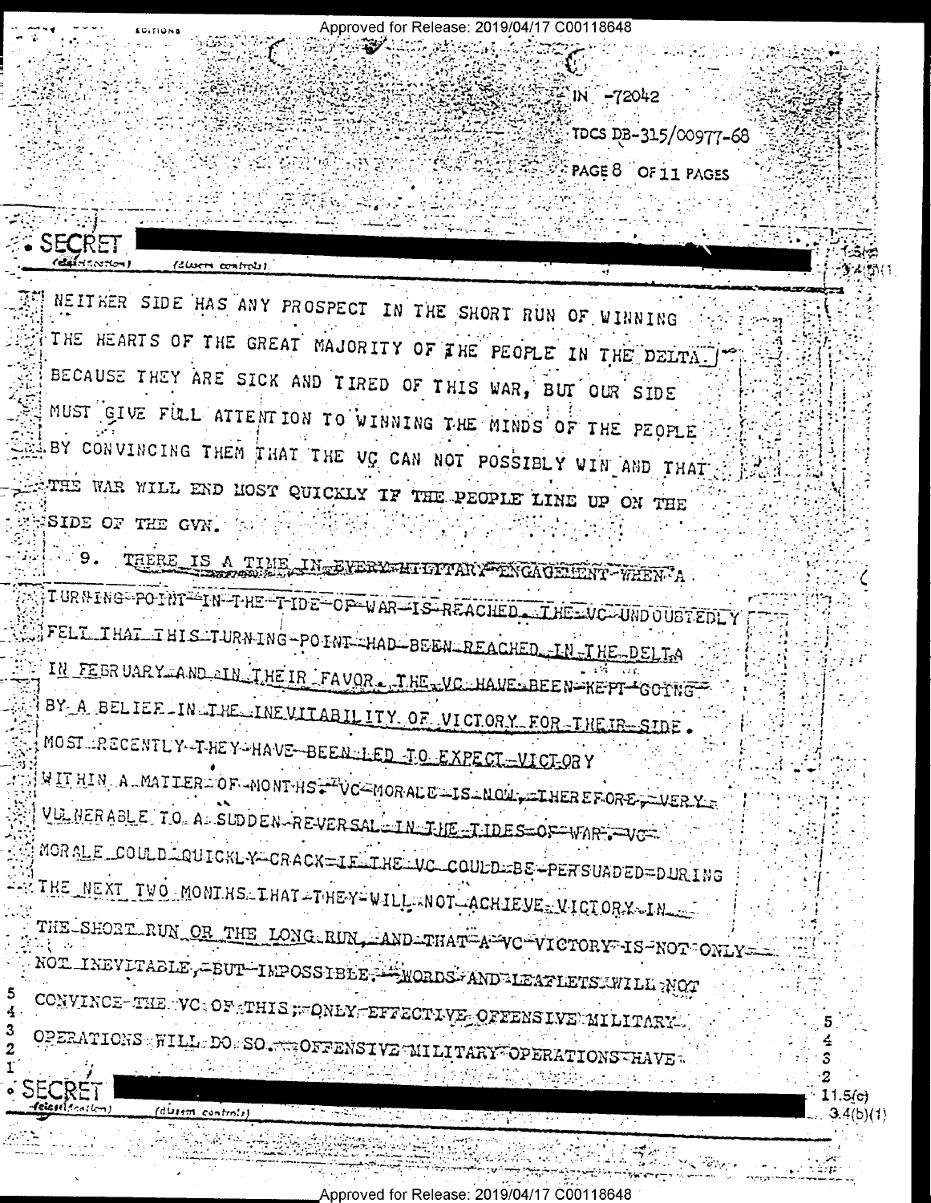NEITHER SIDE HAS ANY PROSPECT IN THE SHORT RUN OF WINNING THE HEARTS OF THE GREAT MAJORITY OF THE PEOPLE IN THE DELTA BECAUSE THEY ARE SICK AND TIRED OF THIS WAR, BUT OUR SIDE MUST GIVE FULL ATTENTION TO WINNING THE MINDS OF THE PEOPLE BY CONVINCING THEM THAT THE VC CAN NOT POSSIBLY WIN AND THAT THE WAR WILL END MOST QUICKLY IF THE PEOPLE LINE UP ON THE SIDE OF THE GVN.

9. THERE IS A TIME IN EVERY MILITARY ENGAGEMENT WHEN A TURNING POINT IN THE TIDE OF WAR IS REACHED. THE VC UNDOUBTEDLY FELT THAT THIS TURNING POINT HAD BEEN REACHED IN THE DELTA IN FEBRUARY AND IN THEIR FAVOR. THE VC HAVE BEEN KEPT GOING BY A BELIEF IN THE INEVITABILITY OF VICTORY FOR THEIR SIDE. MOST RECENTLY THEY HAVE BEEN LED TO EXPECT VICTORY WITHIN A MATTER OF MONTHS. VC MORALE IS NOW, THEREFORE, VERY VULNERABLE TO A SUDDEN REVERSAL IN THE TIDES OF WAR. VC MORALE COULD QUICKLY CRACK IF THE VC COULD BE PERSUADED DURING THE NEXT TWO MONTHS THAT THEY WILL NOT ACHIEVE VICTORY IN THE SHORT RUN OR THE LONG RUN, AND THAT A VC VICTORY IS NOT ONLY NOT INEVITABLE, BUT IMPOSSIBLE. WORDS AND LEAFLETS WILL NOT CONVINCE THE VC OF THIS; ONLY EFFECTIVE OFFENSIVE MILITARY OPERATIONS WILL DO SO. OFFENSIVE MILITARY OPERATIONS HAVE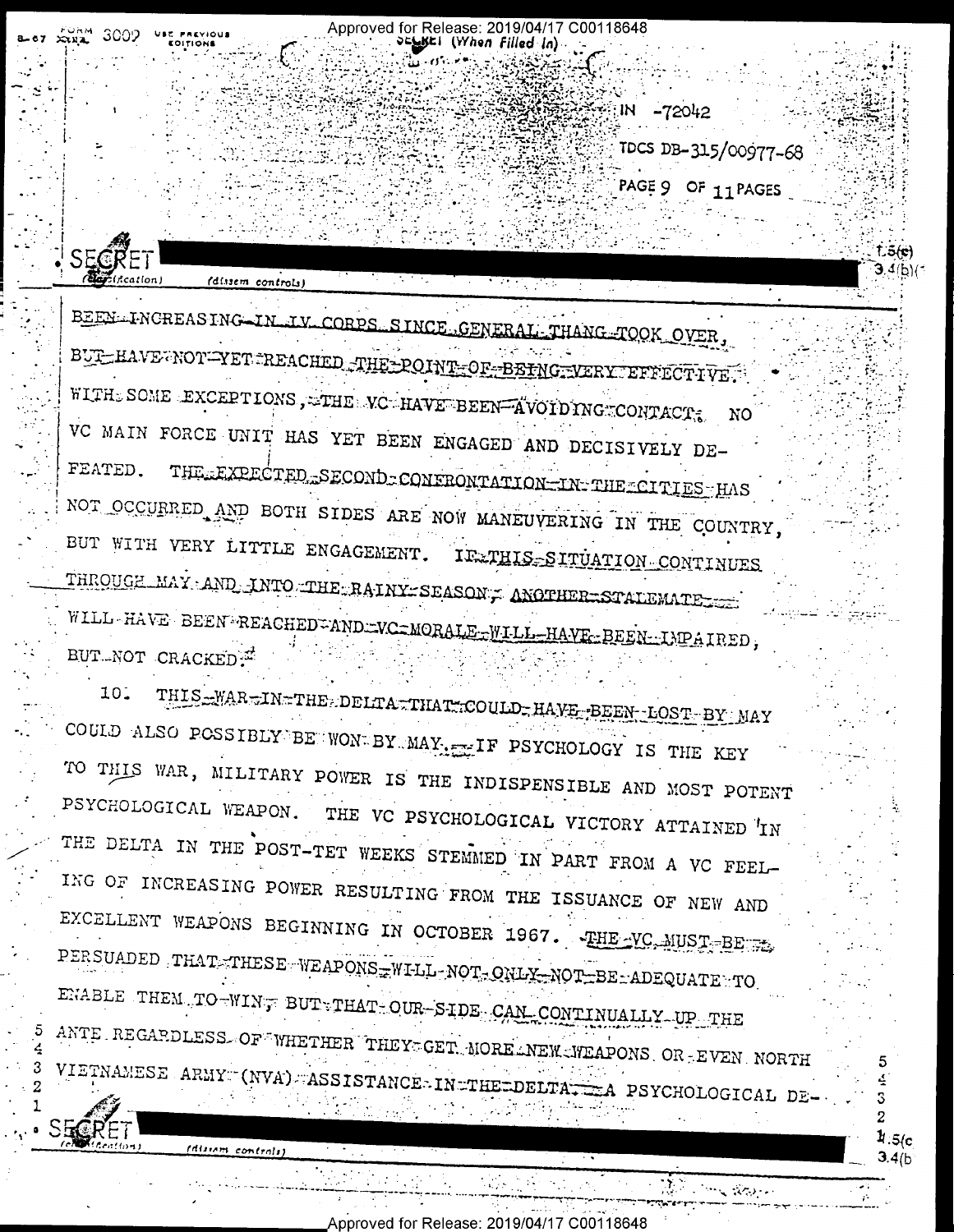BEEN INCREASING IN IV CORPS SINCE GENERAL THANG TOOK OVER, BUT HAVE NOT YET REACHED THE POINT OF BEING VERY EFFECTIVE. WITH SOME EXCEPTIONS, THE VC HAVE BEEN AVOIDING CONTACT. NO VC MAIN FORCE UNIT HAS YET BEEN ENGAGED AND DECISIVELY DEFEATED. THE EXPECTED SECOND CONFRONTATION IN THE CITIES HAS NOT OCCURRED AND BOTH SIDES ARE NOW MANEUVERING IN THE COUNTRY, BUT WITH VERY LITTLE ENGAGEMENT. IF THIS SITUATION CONTINUES THROUGH MAY AND INTO THE RAINY SEASON, ANOTHER STALEMATE WILL HAVE BEEN REACHED AND VC MORALE WILL HAVE BEEN IMPAIRED, BUT NOT CRACKED.

10. THIS WAR IN THE DELTA THAT COULD HAVE BEEN LOST BY MAY COULD ALSO POSSIBLY BE WON BY MAY. IF PSYCHOLOGY IS THE KEY TO THIS WAR, MILITARY POWER IS THE INDISPENSIBLE AND MOST POTENT PSYCHOLOGICAL WEAPON. THE VC PSYCHOLOGICAL VICTORY ATTAINED IN THE DELTA IN THE POST-TET WEEKS STEMMED IN PART FROM A VC FEELING OF INCREASING POWER RESULTING FROM THE ISSUANCE OF NEW AND EXCELLENT WEAPONS BEGINNING IN OCTOBER 1967. THE VC MUST BE PERSUADED THAT THESE WEAPONS WILL NOT ONLY NOT BE ADEQUATE TO ENABLE THEM TO WIN, BUT THAT OUR SIDE CAN CONTINUALLY UP THE ANTE REGARDLESS OF WHETHER THEY GET MORE NEW WEAPONS OR EVEN NORTH VIETNAMESE ARMY (NVA) ASSISTANCE IN THE DELTA. A PSYCHOLOGICAL DE-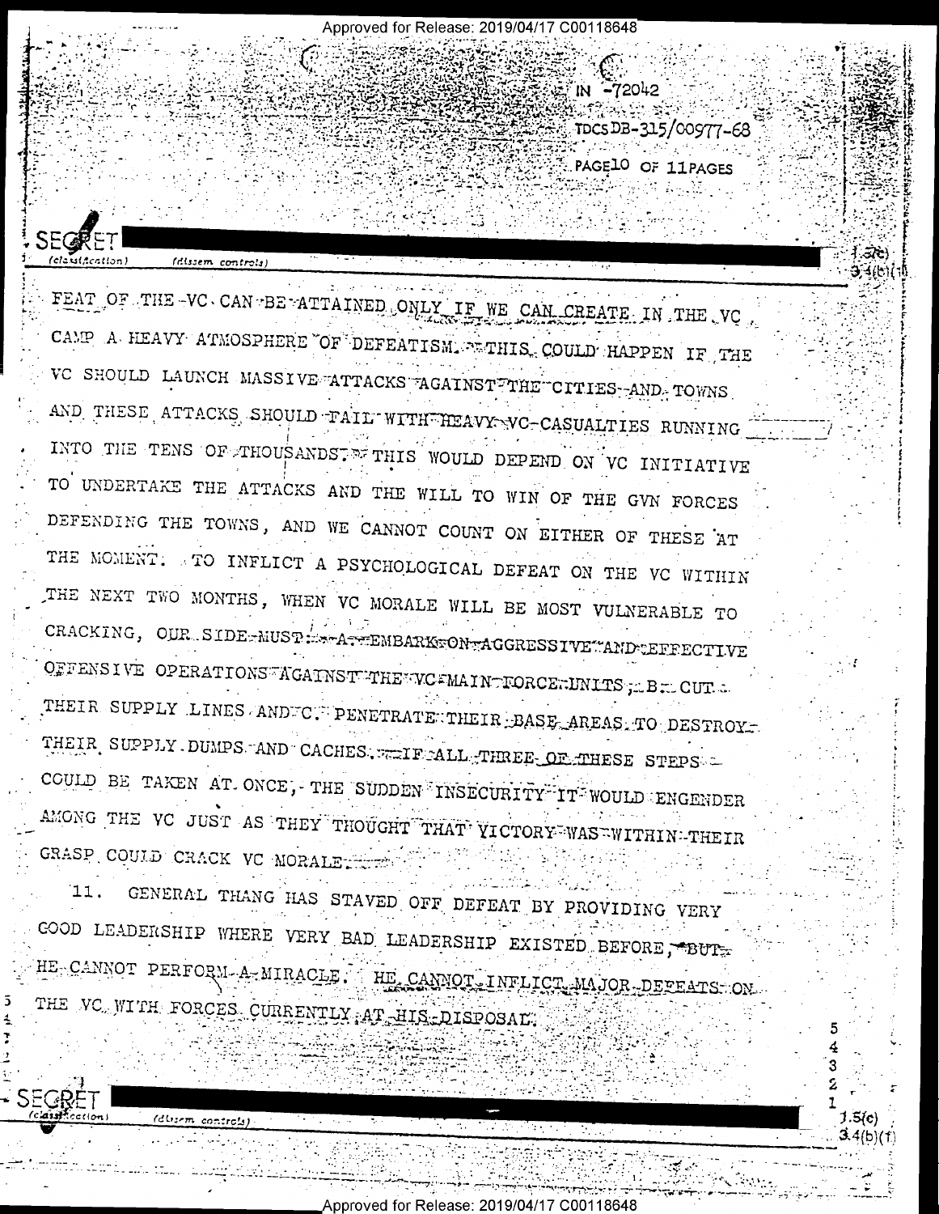FEAT OF THE VC CAN BE ATTAINED ONLY IF WE CAN CREATE IN THE VC CAMP A HEAVY ATMOSPHERE OF DEFEATISM. THIS COULD HAPPEN IF THE VC SHOULD LAUNCH MASSIVE ATTACKS AGAINST THE CITIES AND TOWNS AND THESE ATTACKS SHOULD FAIL WITH HEAVY VC CASUALTIES RUNNING INTO THE TENS OF THOUSANDS. THIS WOULD DEPEND ON VC INITIATIVE TO UNDERTAKE THE ATTACKS AND THE WILL TO WIN OF THE GVN FORCES DEFENDING THE TOWNS, AND WE CANNOT COUNT ON EITHER OF THESE AT THE MOMENT. TO INFLICT A PSYCHOLOGICAL DEFEAT ON THE VC WITHIN THE NEXT TWO MONTHS, WHEN VC MORALE WILL BE MOST VULNERABLE TO CRACKING, OUR SIDE MUST: A. EMBARK ON AGGRESSIVE AND EFFECTIVE OFFENSIVE OPERATIONS AGAINST THE VC MAIN FORCE UNITS; B. CUT THEIR SUPPLY LINES AND C. PENETRATE THEIR BASE AREAS TO DESTROY THEIR SUPPLY DUMPS AND CACHES. IF ALL THREE OF THESE STEPS COULD BE TAKEN AT ONCE, THE SUDDEN INSECURITY IT WOULD ENGENDER AMONG THE VC JUST AS THEY THOUGHT THAT VICTORY WAS WITHIN THEIR GRASP COULD CRACK VC MORALE.

11. GENERAL THANG HAS STAVED OFF DEFEAT BY PROVIDING VERY GOOD LEADERSHIP WHERE VERY BAD LEADERSHIP EXISTED BEFORE, BUT HE CANNOT PERFORM A MIRACLE. HE CANNOT INFLICT MAJOR DEFEATS ON THE VC WITH FORCES CURRENTLY AT HIS DISPOSAL.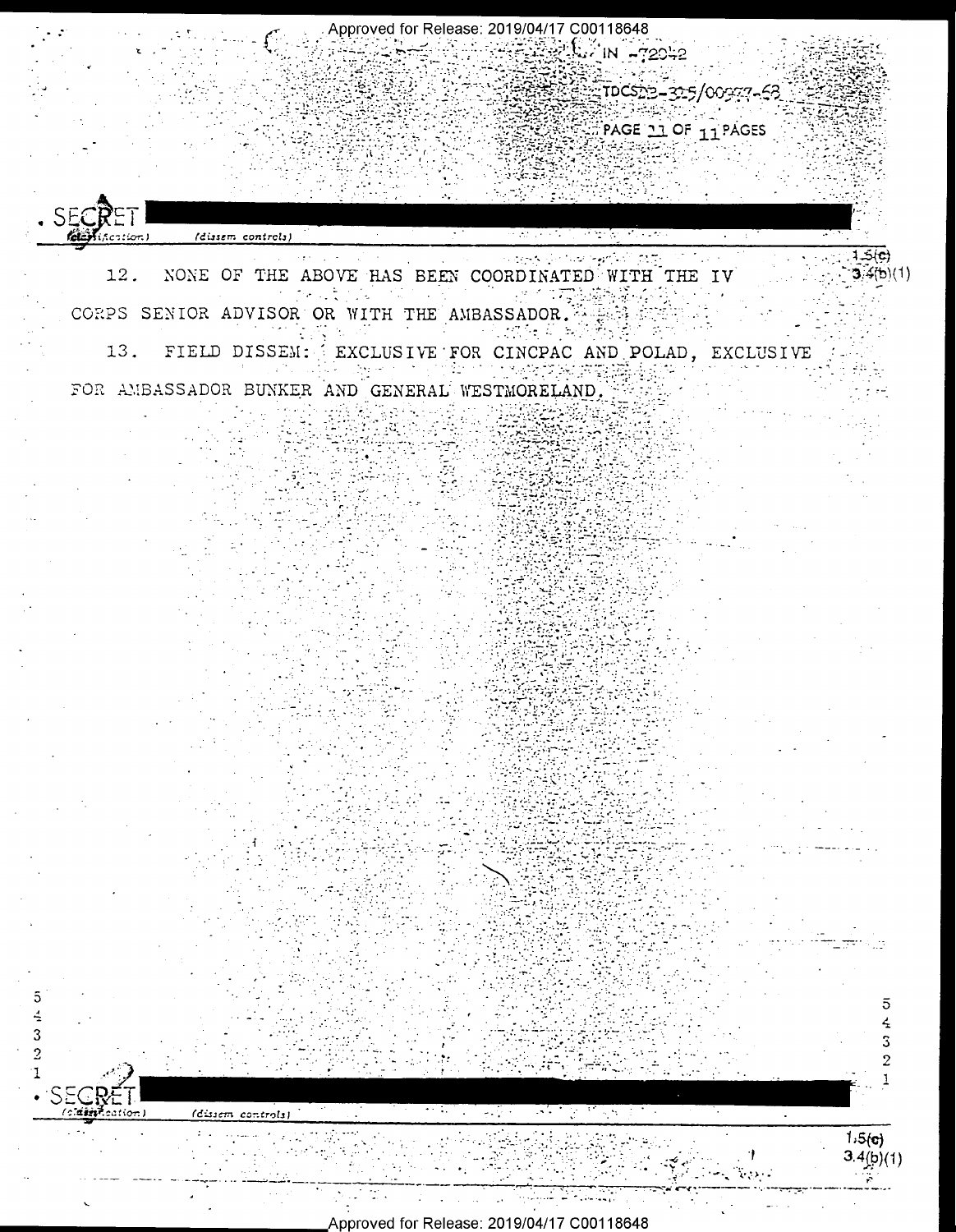IN -72042

TDCSDB-315/00977-68

SECRET

(classification) (dissem controls)

12. NONE OF THE ABOVE HAS BEEN COORDINATED WITH THE IV CORPS SENIOR ADVISOR OR WITH THE AMBASSADOR.

13. FIELD DISSEM: EXCLUSIVE FOR CINCPAC AND POLAD, EXCLUSIVE FOR AMBASSADOR BUNKER AND GENERAL WESTMORELAND.

SECRET

(classification) (dissem controls)

1.5(c)
3.4(b)(1)